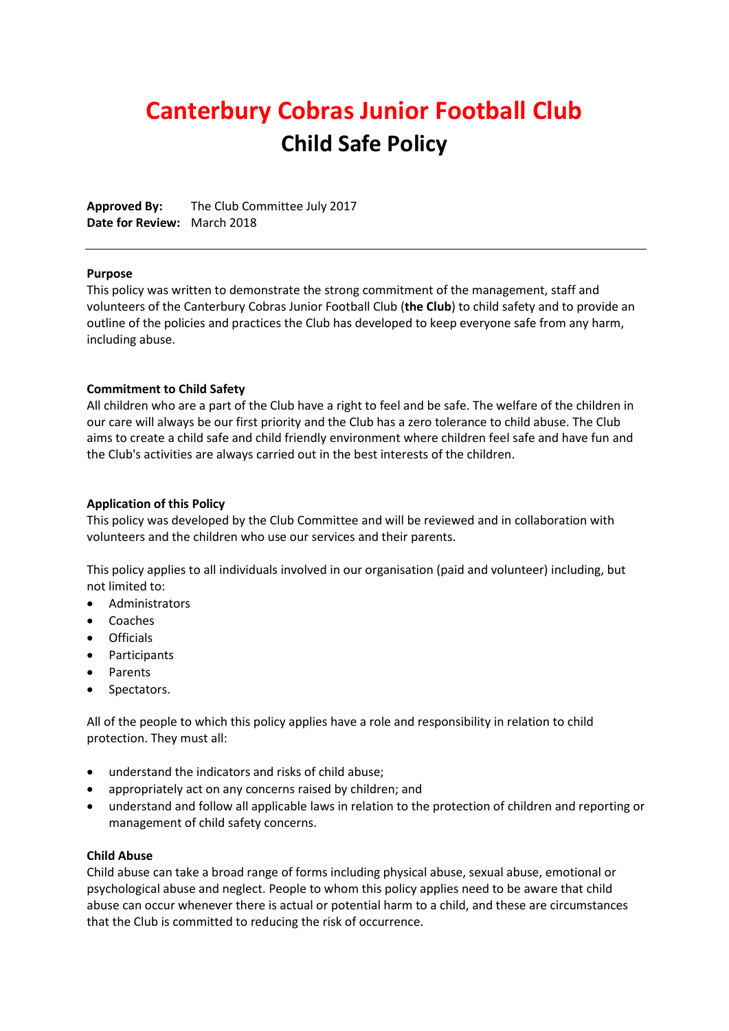# Canterbury Cobras Junior Football Club

## Child Safe Policy

**Approved By:** The Club Committee July 2017
**Date for Review:** March 2018

---

**Purpose**

This policy was written to demonstrate the strong commitment of the management, staff and volunteers of the Canterbury Cobras Junior Football Club (**the Club**) to child safety and to provide an outline of the policies and practices the Club has developed to keep everyone safe from any harm, including abuse.

**Commitment to Child Safety**

All children who are a part of the Club have a right to feel and be safe. The welfare of the children in our care will always be our first priority and the Club has a zero tolerance to child abuse. The Club aims to create a child safe and child friendly environment where children feel safe and have fun and the Club's activities are always carried out in the best interests of the children.

**Application of this Policy**

This policy was developed by the Club Committee and will be reviewed and in collaboration with volunteers and the children who use our services and their parents.

This policy applies to all individuals involved in our organisation (paid and volunteer) including, but not limited to:

- Administrators
- Coaches
- Officials
- Participants
- Parents
- Spectators.

All of the people to which this policy applies have a role and responsibility in relation to child protection. They must all:

- understand the indicators and risks of child abuse;
- appropriately act on any concerns raised by children; and
- understand and follow all applicable laws in relation to the protection of children and reporting or management of child safety concerns.

**Child Abuse**

Child abuse can take a broad range of forms including physical abuse, sexual abuse, emotional or psychological abuse and neglect. People to whom this policy applies need to be aware that child abuse can occur whenever there is actual or potential harm to a child, and these are circumstances that the Club is committed to reducing the risk of occurrence.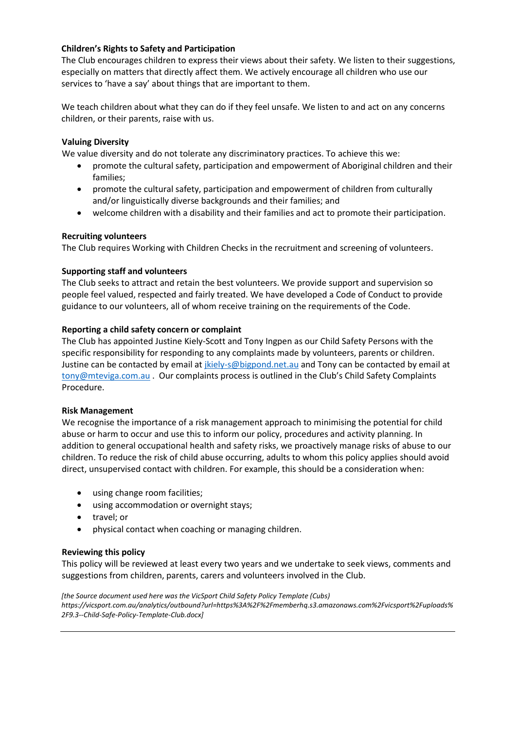**Children's Rights to Safety and Participation**

The Club encourages children to express their views about their safety. We listen to their suggestions, especially on matters that directly affect them. We actively encourage all children who use our services to 'have a say' about things that are important to them.

We teach children about what they can do if they feel unsafe. We listen to and act on any concerns children, or their parents, raise with us.

**Valuing Diversity**

We value diversity and do not tolerate any discriminatory practices. To achieve this we:

- promote the cultural safety, participation and empowerment of Aboriginal children and their families;
- promote the cultural safety, participation and empowerment of children from culturally and/or linguistically diverse backgrounds and their families; and
- welcome children with a disability and their families and act to promote their participation.

**Recruiting volunteers**

The Club requires Working with Children Checks in the recruitment and screening of volunteers.

**Supporting staff and volunteers**

The Club seeks to attract and retain the best volunteers. We provide support and supervision so people feel valued, respected and fairly treated. We have developed a Code of Conduct to provide guidance to our volunteers, all of whom receive training on the requirements of the Code.

**Reporting a child safety concern or complaint**

The Club has appointed Justine Kiely-Scott and Tony Ingpen as our Child Safety Persons with the specific responsibility for responding to any complaints made by volunteers, parents or children. Justine can be contacted by email at jkiely-s@bigpond.net.au and Tony can be contacted by email at tony@mteviga.com.au . Our complaints process is outlined in the Club's Child Safety Complaints Procedure.

**Risk Management**

We recognise the importance of a risk management approach to minimising the potential for child abuse or harm to occur and use this to inform our policy, procedures and activity planning. In addition to general occupational health and safety risks, we proactively manage risks of abuse to our children. To reduce the risk of child abuse occurring, adults to whom this policy applies should avoid direct, unsupervised contact with children. For example, this should be a consideration when:

- using change room facilities;
- using accommodation or overnight stays;
- travel; or
- physical contact when coaching or managing children.

**Reviewing this policy**

This policy will be reviewed at least every two years and we undertake to seek views, comments and suggestions from children, parents, carers and volunteers involved in the Club.

*[the Source document used here was the VicSport Child Safety Policy Template (Cubs) https://vicsport.com.au/analytics/outbound?url=https%3A%2F%2Fmemberhq.s3.amazonaws.com%2Fvicsport%2Fuploads%2F9.3--Child-Safe-Policy-Template-Club.docx]*